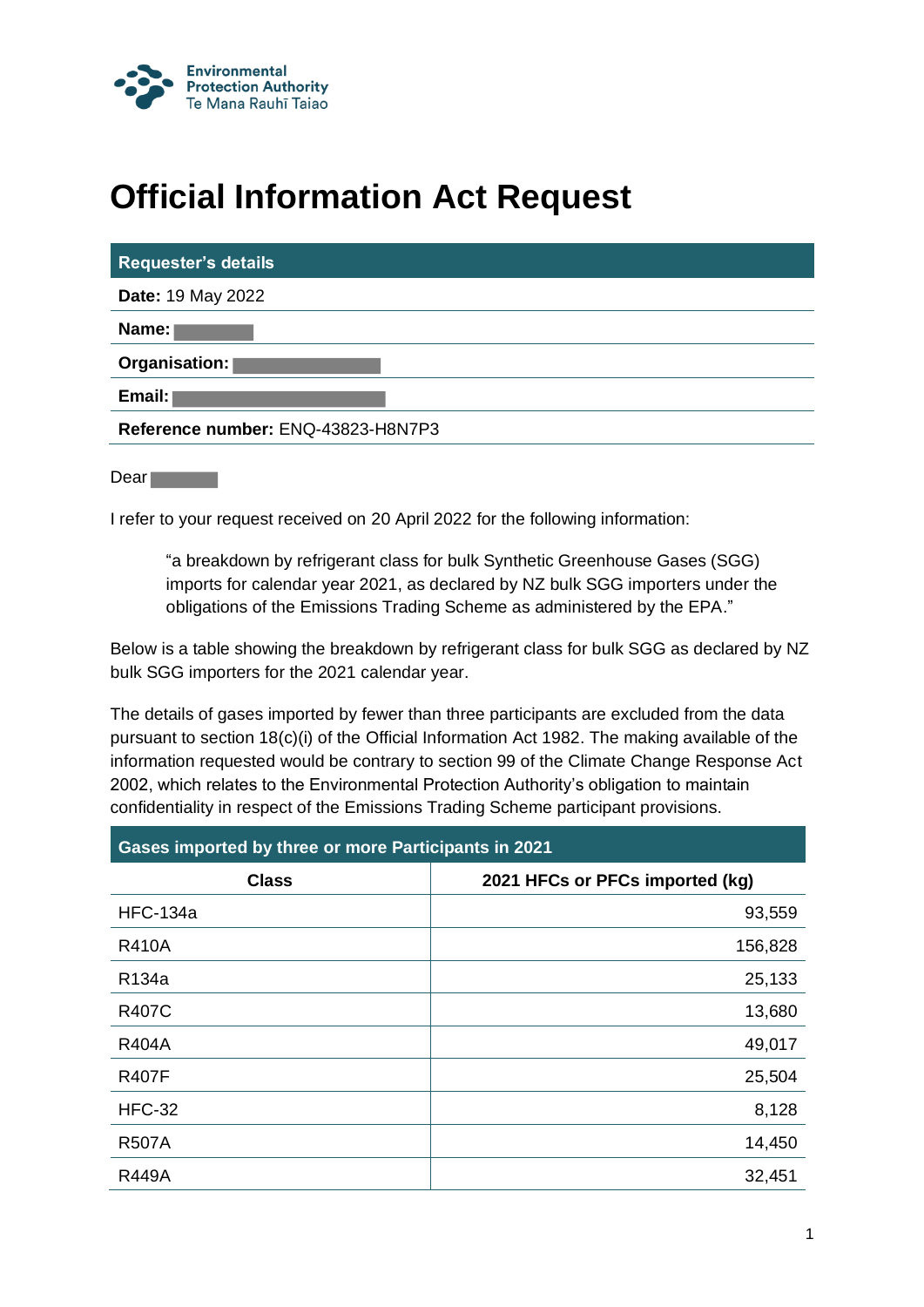Environmental Protection Authority
Te Mana Rauhī Taiao

# Official Information Act Request

| Requester's details |
|---|
| **Date:** 19 May 2022 |
| **Name:** |
| **Organisation:** |
| **Email:** |
| **Reference number:** ENQ-43823-H8N7P3 |

Dear

I refer to your request received on 20 April 2022 for the following information:

> "a breakdown by refrigerant class for bulk Synthetic Greenhouse Gases (SGG) imports for calendar year 2021, as declared by NZ bulk SGG importers under the obligations of the Emissions Trading Scheme as administered by the EPA."

Below is a table showing the breakdown by refrigerant class for bulk SGG as declared by NZ bulk SGG importers for the 2021 calendar year.

The details of gases imported by fewer than three participants are excluded from the data pursuant to section 18(c)(i) of the Official Information Act 1982. The making available of the information requested would be contrary to section 99 of the Climate Change Response Act 2002, which relates to the Environmental Protection Authority's obligation to maintain confidentiality in respect of the Emissions Trading Scheme participant provisions.

| Gases imported by three or more Participants in 2021 | |
|---|---|
| **Class** | **2021 HFCs or PFCs imported (kg)** |
| HFC-134a | 93,559 |
| R410A | 156,828 |
| R134a | 25,133 |
| R407C | 13,680 |
| R404A | 49,017 |
| R407F | 25,504 |
| HFC-32 | 8,128 |
| R507A | 14,450 |
| R449A | 32,451 |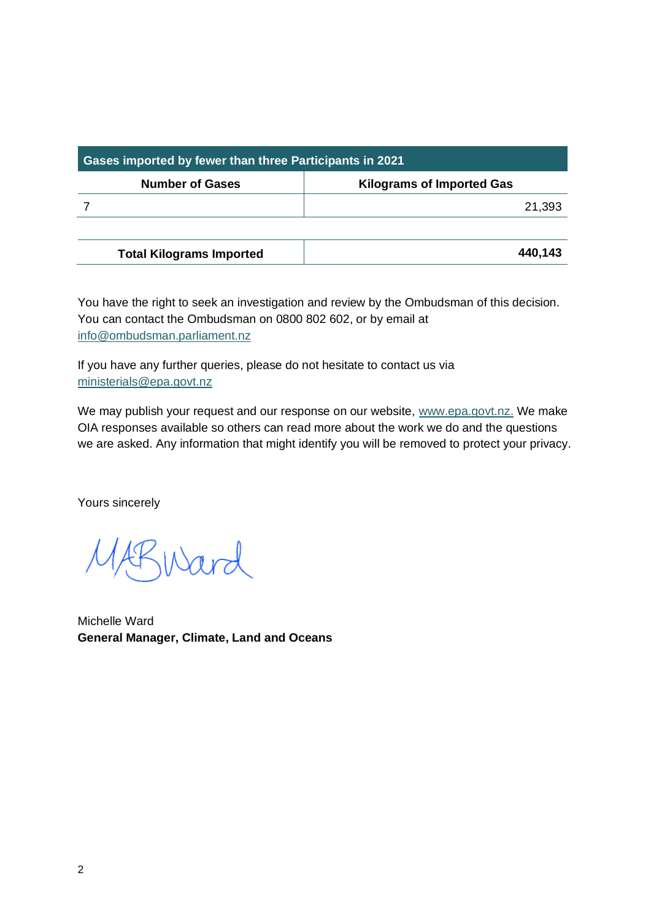| Gases imported by fewer than three Participants in 2021 | |
|---|---|
| **Number of Gases** | **Kilograms of Imported Gas** |
| 7 | 21,393 |
| **Total Kilograms Imported** | **440,143** |

You have the right to seek an investigation and review by the Ombudsman of this decision. You can contact the Ombudsman on 0800 802 602, or by email at info@ombudsman.parliament.nz

If you have any further queries, please do not hesitate to contact us via ministerials@epa.govt.nz

We may publish your request and our response on our website, www.epa.govt.nz. We make OIA responses available so others can read more about the work we do and the questions we are asked. Any information that might identify you will be removed to protect your privacy.

Yours sincerely

MAB Ward

Michelle Ward
**General Manager, Climate, Land and Oceans**